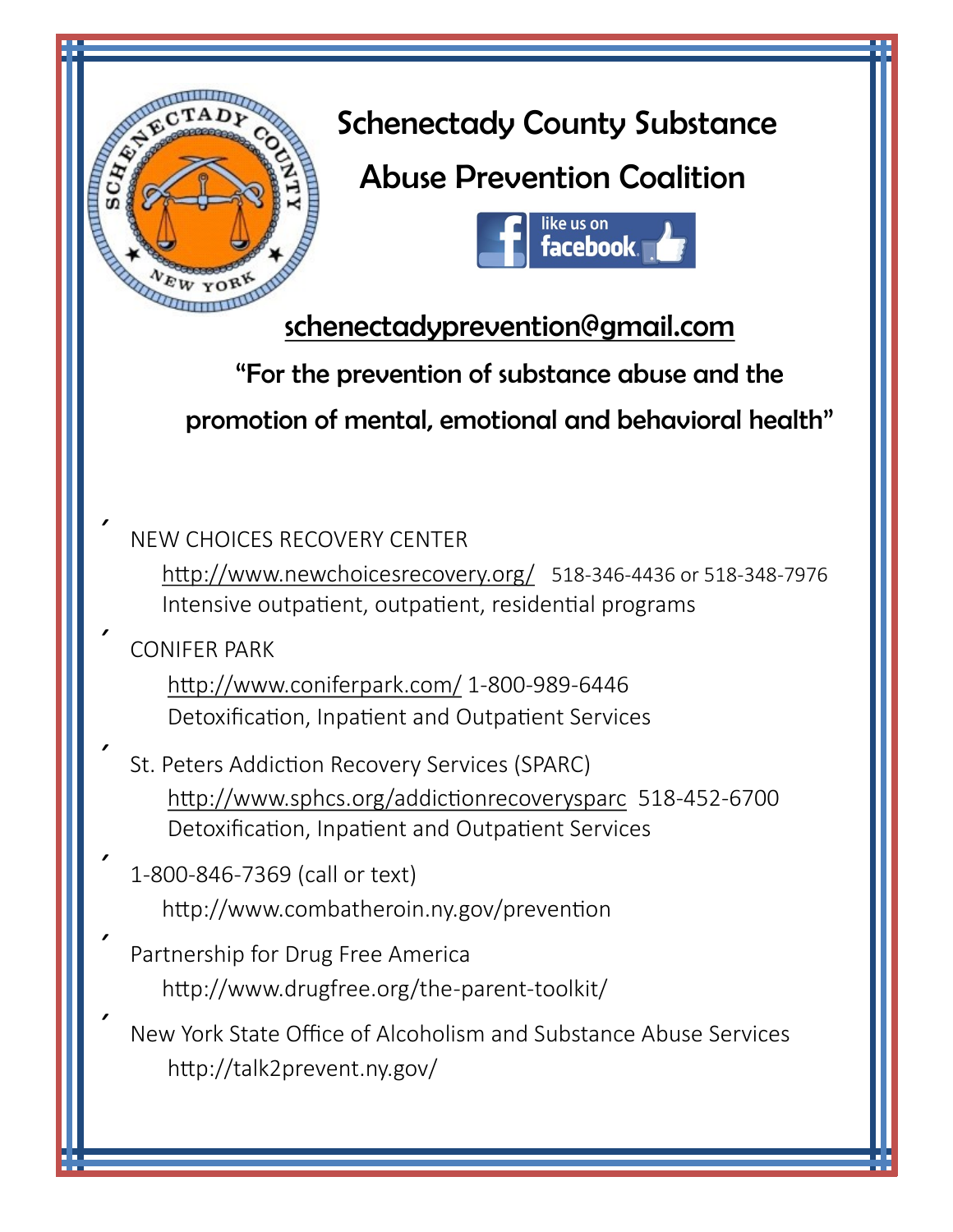# Schenectady County Substance Abuse Prevention Coalition

like us on facebook

schenectadyprevention@gmail.com

"For the prevention of substance abuse and the promotion of mental, emotional and behavioral health"

- NEW CHOICES RECOVERY CENTER
  http://www.newchoicesrecovery.org/ 518-346-4436 or 518-348-7976
  Intensive outpatient, outpatient, residential programs
- CONIFER PARK
  http://www.coniferpark.com/ 1-800-989-6446
  Detoxification, Inpatient and Outpatient Services
- St. Peters Addiction Recovery Services (SPARC)
  http://www.sphcs.org/addictionrecoverysparc 518-452-6700
  Detoxification, Inpatient and Outpatient Services
- 1-800-846-7369 (call or text)
  http://www.combatheroin.ny.gov/prevention
- Partnership for Drug Free America
  http://www.drugfree.org/the-parent-toolkit/
- New York State Office of Alcoholism and Substance Abuse Services
  http://talk2prevent.ny.gov/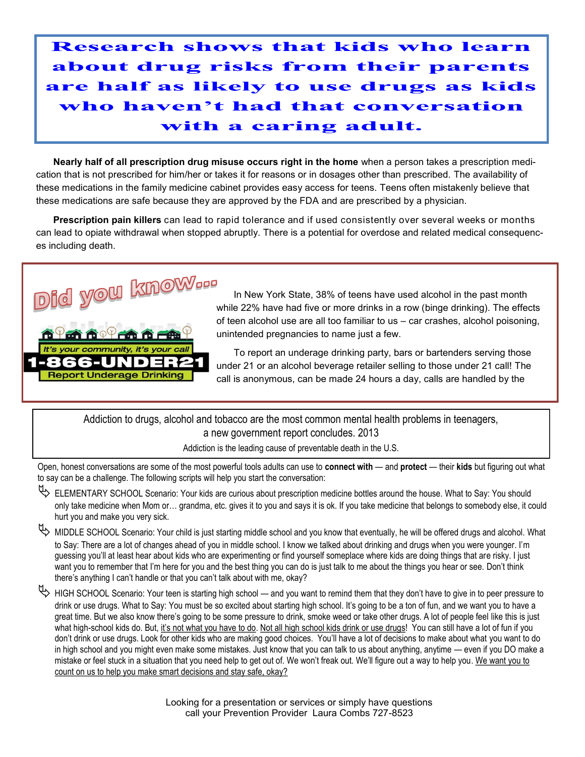**Research shows that kids who learn about drug risks from their parents are half as likely to use drugs as kids who haven't had that conversation with a caring adult.**

**Nearly half of all prescription drug misuse occurs right in the home** when a person takes a prescription medication that is not prescribed for him/her or takes it for reasons or in dosages other than prescribed. The availability of these medications in the family medicine cabinet provides easy access for teens. Teens often mistakenly believe that these medications are safe because they are approved by the FDA and are prescribed by a physician.

**Prescription pain killers** can lead to rapid tolerance and if used consistently over several weeks or months can lead to opiate withdrawal when stopped abruptly. There is a potential for overdose and related medical consequences including death.

## Did you know...

It's your community, it's your call

1-866-UNDER21

Report Underage Drinking

In New York State, 38% of teens have used alcohol in the past month while 22% have had five or more drinks in a row (binge drinking). The effects of teen alcohol use are all too familiar to us – car crashes, alcohol poisoning, unintended pregnancies to name just a few.

To report an underage drinking party, bars or bartenders serving those under 21 or an alcohol beverage retailer selling to those under 21 call! The call is anonymous, can be made 24 hours a day, calls are handled by the

Addiction to drugs, alcohol and tobacco are the most common mental health problems in teenagers, a new government report concludes. 2013

Addiction is the leading cause of preventable death in the U.S.

Open, honest conversations are some of the most powerful tools adults can use to **connect with** — and **protect** — their **kids** but figuring out what to say can be a challenge. The following scripts will help you start the conversation:

- ELEMENTARY SCHOOL Scenario: Your kids are curious about prescription medicine bottles around the house. What to Say: You should only take medicine when Mom or… grandma, etc. gives it to you and says it is ok. If you take medicine that belongs to somebody else, it could hurt you and make you very sick.
- MIDDLE SCHOOL Scenario: Your child is just starting middle school and you know that eventually, he will be offered drugs and alcohol. What to Say: There are a lot of changes ahead of you in middle school. I know we talked about drinking and drugs when you were younger. I'm guessing you'll at least hear about kids who are experimenting or find yourself someplace where kids are doing things that are risky. I just want you to remember that I'm here for you and the best thing you can do is just talk to me about the things you hear or see. Don't think there's anything I can't handle or that you can't talk about with me, okay?
- HIGH SCHOOL Scenario: Your teen is starting high school — and you want to remind them that they don't have to give in to peer pressure to drink or use drugs. What to Say: You must be so excited about starting high school. It's going to be a ton of fun, and we want you to have a great time. But we also know there's going to be some pressure to drink, smoke weed or take other drugs. A lot of people feel like this is just what high-school kids do. But, <u>it's not what you have to do</u>. <u>Not all high school kids drink or use drugs</u>! You can still have a lot of fun if you don't drink or use drugs. Look for other kids who are making good choices. You'll have a lot of decisions to make about what you want to do in high school and you might even make some mistakes. Just know that you can talk to us about anything, anytime — even if you DO make a mistake or feel stuck in a situation that you need help to get out of. We won't freak out. We'll figure out a way to help you. <u>We want you to count on us to help you make smart decisions and stay safe, okay?</u>

Looking for a presentation or services or simply have questions call your Prevention Provider Laura Combs 727-8523